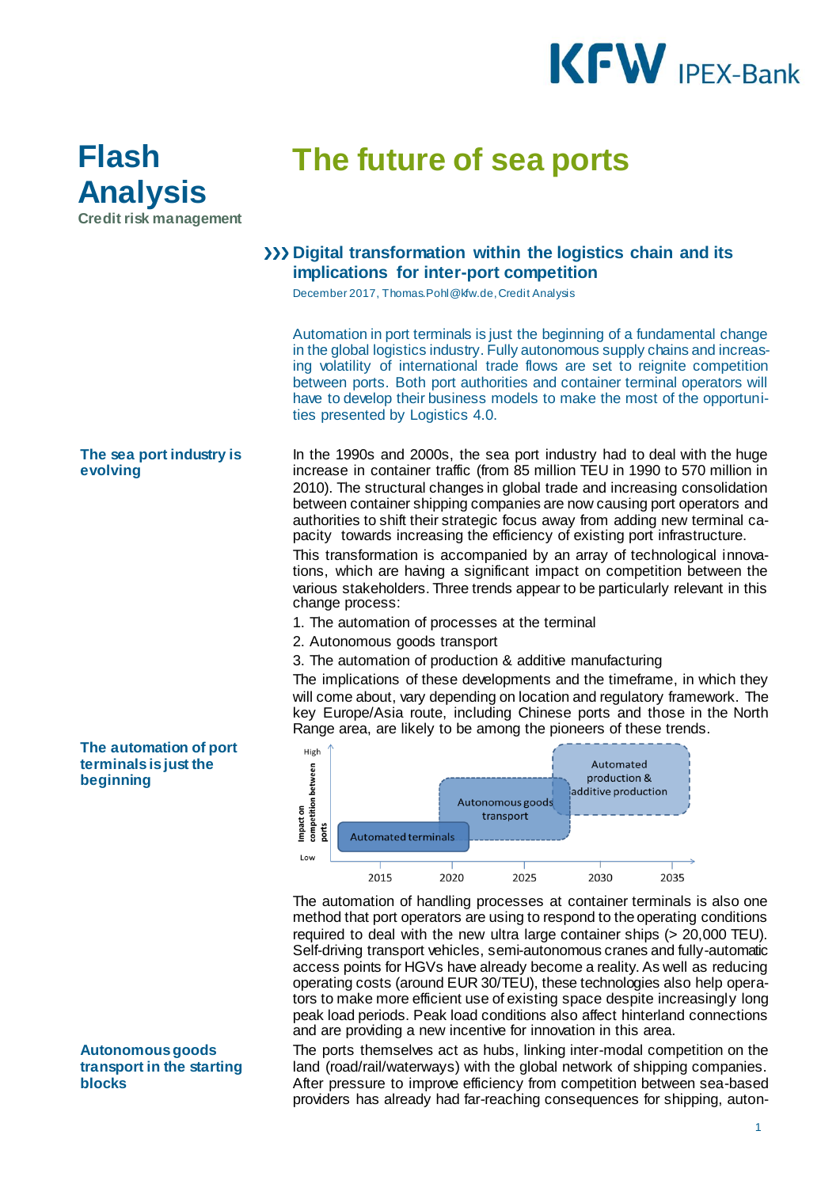# Flash Analysis

Credit risk management

# The future of sea ports

## ››› Digital transformation within the logistics chain and its implications for inter-port competition

December 2017, Thomas.Pohl@kfw.de, Credit Analysis

Automation in port terminals is just the beginning of a fundamental change in the global logistics industry. Fully autonomous supply chains and increasing volatility of international trade flows are set to reignite competition between ports. Both port authorities and container terminal operators will have to develop their business models to make the most of the opportunities presented by Logistics 4.0.

**The sea port industry is evolving**

In the 1990s and 2000s, the sea port industry had to deal with the huge increase in container traffic (from 85 million TEU in 1990 to 570 million in 2010). The structural changes in global trade and increasing consolidation between container shipping companies are now causing port operators and authorities to shift their strategic focus away from adding new terminal capacity towards increasing the efficiency of existing port infrastructure.

This transformation is accompanied by an array of technological innovations, which are having a significant impact on competition between the various stakeholders. Three trends appear to be particularly relevant in this change process:

1. The automation of processes at the terminal
2. Autonomous goods transport
3. The automation of production & additive manufacturing

The implications of these developments and the timeframe, in which they will come about, vary depending on location and regulatory framework. The key Europe/Asia route, including Chinese ports and those in the North Range area, are likely to be among the pioneers of these trends.

**The automation of port terminals is just the beginning**

Impact on competition between ports (Low to High) over time (2015–2035): Automated terminals; Autonomous goods transport; Automated production & additive production

The automation of handling processes at container terminals is also one method that port operators are using to respond to the operating conditions required to deal with the new ultra large container ships (> 20,000 TEU). Self-driving transport vehicles, semi-autonomous cranes and fully-automatic access points for HGVs have already become a reality. As well as reducing operating costs (around EUR 30/TEU), these technologies also help operators to make more efficient use of existing space despite increasingly long peak load periods. Peak load conditions also affect hinterland connections and are providing a new incentive for innovation in this area.

**Autonomous goods transport in the starting blocks**

The ports themselves act as hubs, linking inter-modal competition on the land (road/rail/waterways) with the global network of shipping companies. After pressure to improve efficiency from competition between sea-based providers has already had far-reaching consequences for shipping, auton-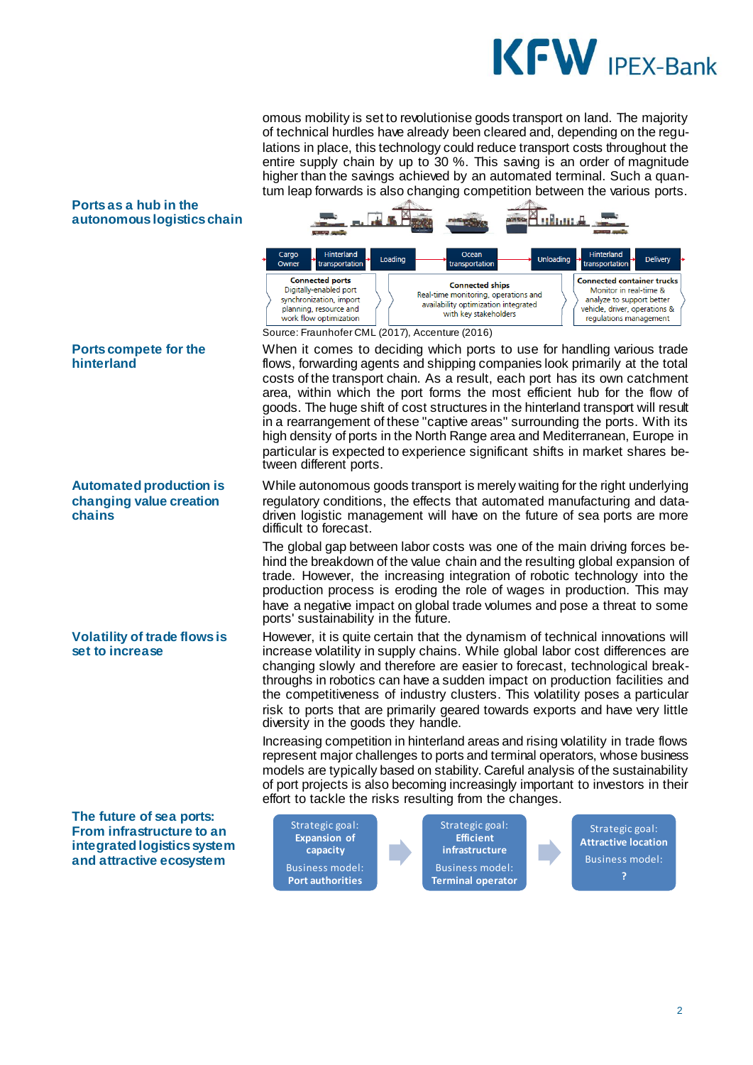omous mobility is set to revolutionise goods transport on land. The majority of technical hurdles have already been cleared and, depending on the regulations in place, this technology could reduce transport costs throughout the entire supply chain by up to 30 %. This saving is an order of magnitude higher than the savings achieved by an automated terminal. Such a quantum leap forwards is also changing competition between the various ports.

**Ports as a hub in the autonomous logistics chain**

Cargo Owner → Hinterland transportation → Loading → Ocean transportation → Unloading → Hinterland transportation → Delivery

| Connected ports | Connected ships | Connected container trucks |
|---|---|---|
| Digitally-enabled port synchronization, import planning, resource and work flow optimization | Real-time monitoring, operations and availability optimization integrated with key stakeholders | Monitor in real-time & analyze to support better vehicle, driver, operations & regulations management |

Source: Fraunhofer CML (2017), Accenture (2016)

**Ports compete for the hinterland**

When it comes to deciding which ports to use for handling various trade flows, forwarding agents and shipping companies look primarily at the total costs of the transport chain. As a result, each port has its own catchment area, within which the port forms the most efficient hub for the flow of goods. The huge shift of cost structures in the hinterland transport will result in a rearrangement of these "captive areas" surrounding the ports. With its high density of ports in the North Range area and Mediterranean, Europe in particular is expected to experience significant shifts in market shares between different ports.

**Automated production is changing value creation chains**

While autonomous goods transport is merely waiting for the right underlying regulatory conditions, the effects that automated manufacturing and data-driven logistic management will have on the future of sea ports are more difficult to forecast.

The global gap between labor costs was one of the main driving forces behind the breakdown of the value chain and the resulting global expansion of trade. However, the increasing integration of robotic technology into the production process is eroding the role of wages in production. This may have a negative impact on global trade volumes and pose a threat to some ports' sustainability in the future.

**Volatility of trade flows is set to increase**

However, it is quite certain that the dynamism of technical innovations will increase volatility in supply chains. While global labor cost differences are changing slowly and therefore are easier to forecast, technological breakthroughs in robotics can have a sudden impact on production facilities and the competitiveness of industry clusters. This volatility poses a particular risk to ports that are primarily geared towards exports and have very little diversity in the goods they handle.

Increasing competition in hinterland areas and rising volatility in trade flows represent major challenges to ports and terminal operators, whose business models are typically based on stability. Careful analysis of the sustainability of port projects is also becoming increasingly important to investors in their effort to tackle the risks resulting from the changes.

**The future of sea ports: From infrastructure to an integrated logistics system and attractive ecosystem**

| Strategic goal: **Expansion of capacity**<br>Business model: **Port authorities** | → | Strategic goal: **Efficient infrastructure**<br>Business model: **Terminal operator** | → | Strategic goal: **Attractive location**<br>Business model: **?** |
|---|---|---|---|---|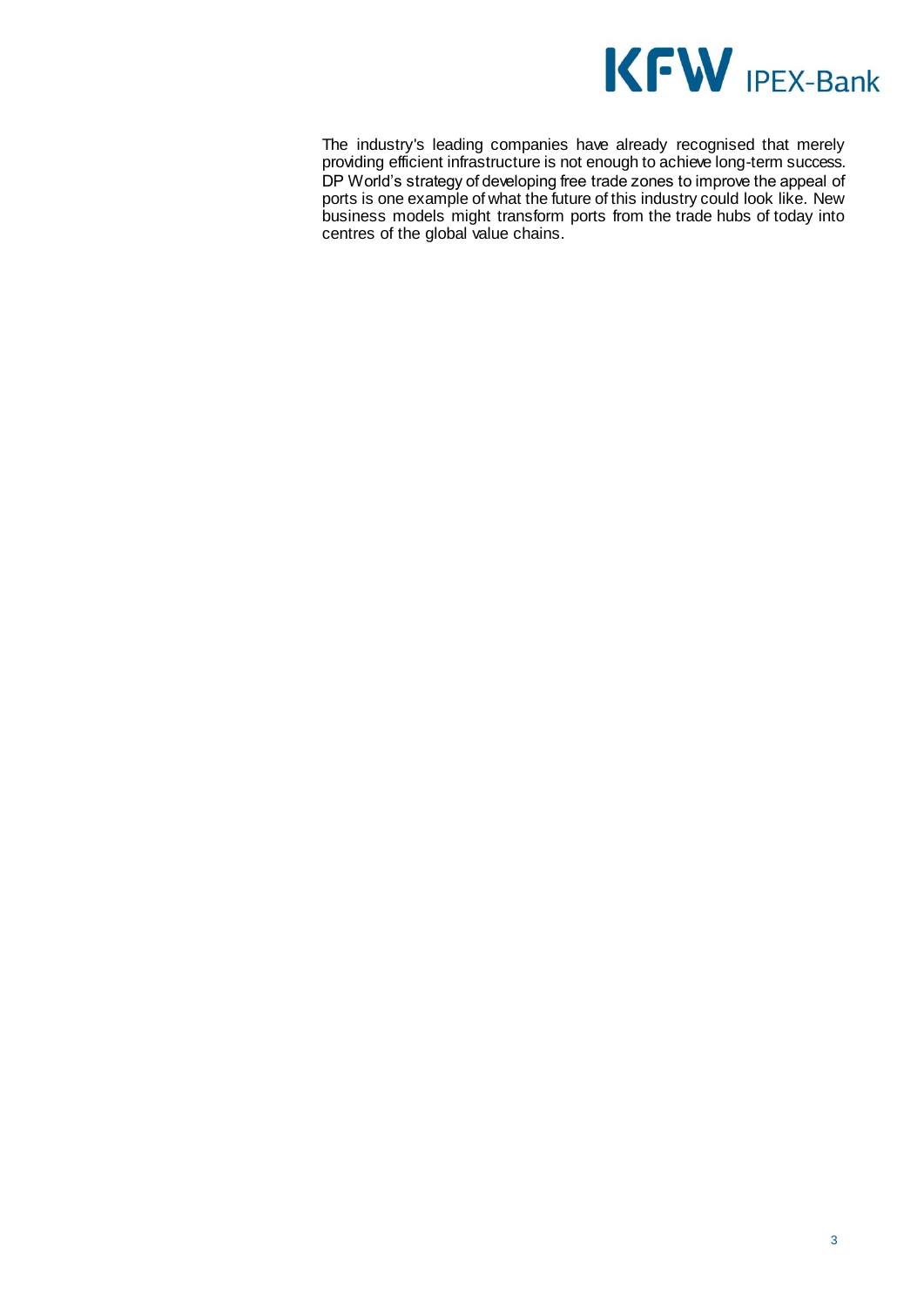The industry's leading companies have already recognised that merely providing efficient infrastructure is not enough to achieve long-term success. DP World's strategy of developing free trade zones to improve the appeal of ports is one example of what the future of this industry could look like. New business models might transform ports from the trade hubs of today into centres of the global value chains.